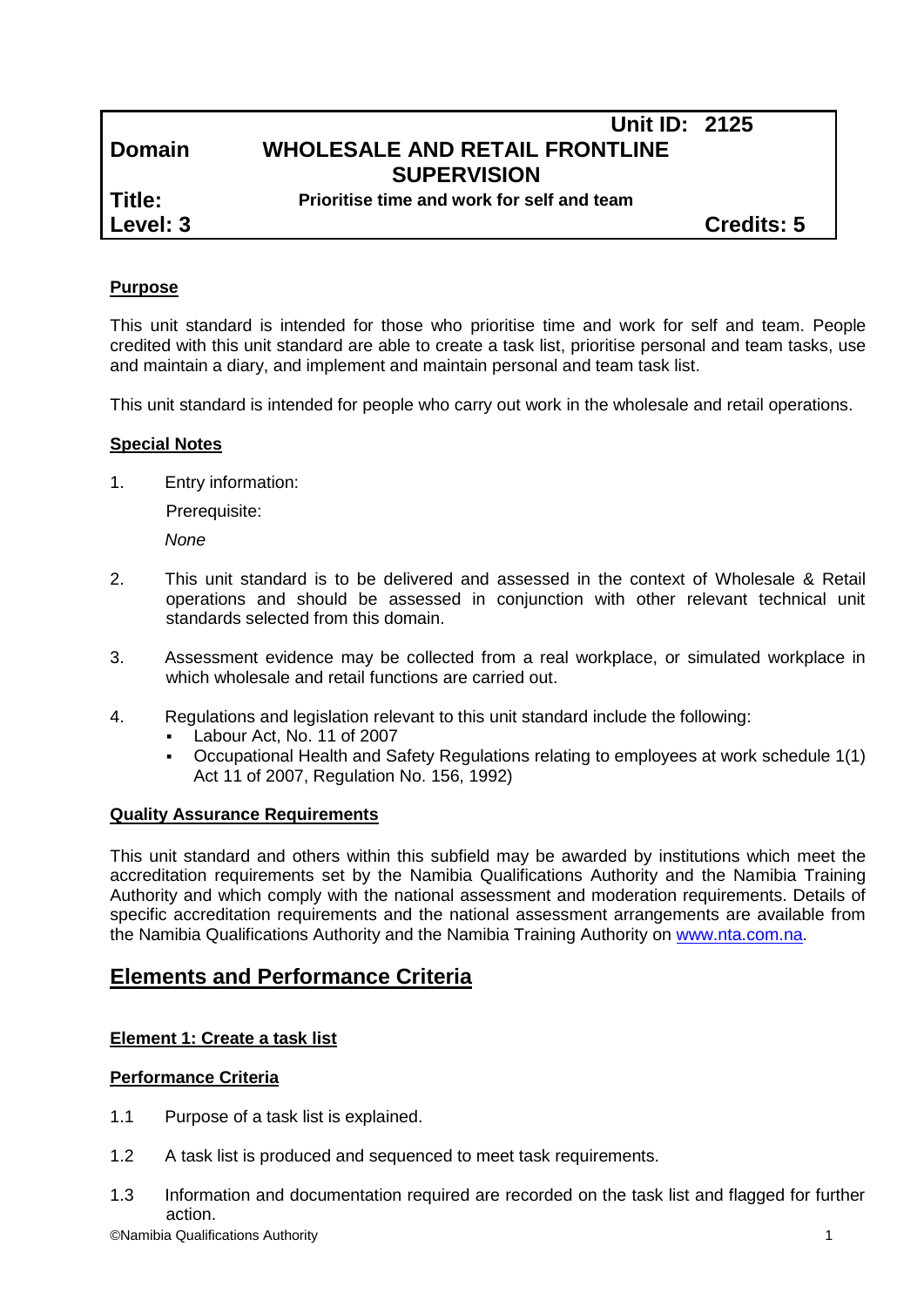| | Unit ID: 2125 | |
|---|---|---|
| **Domain** | **WHOLESALE AND RETAIL FRONTLINE SUPERVISION** | |
| **Title:** | **Prioritise time and work for self and team** | |
| **Level: 3** | | **Credits: 5** |

**Purpose**

This unit standard is intended for those who prioritise time and work for self and team. People credited with this unit standard are able to create a task list, prioritise personal and team tasks, use and maintain a diary, and implement and maintain personal and team task list.

This unit standard is intended for people who carry out work in the wholesale and retail operations.

**Special Notes**

1. Entry information:

   Prerequisite:

   *None*

2. This unit standard is to be delivered and assessed in the context of Wholesale & Retail operations and should be assessed in conjunction with other relevant technical unit standards selected from this domain.

3. Assessment evidence may be collected from a real workplace, or simulated workplace in which wholesale and retail functions are carried out.

4. Regulations and legislation relevant to this unit standard include the following:
   - Labour Act, No. 11 of 2007
   - Occupational Health and Safety Regulations relating to employees at work schedule 1(1) Act 11 of 2007, Regulation No. 156, 1992)

**Quality Assurance Requirements**

This unit standard and others within this subfield may be awarded by institutions which meet the accreditation requirements set by the Namibia Qualifications Authority and the Namibia Training Authority and which comply with the national assessment and moderation requirements. Details of specific accreditation requirements and the national assessment arrangements are available from the Namibia Qualifications Authority and the Namibia Training Authority on www.nta.com.na.

## Elements and Performance Criteria

**Element 1: Create a task list**

**Performance Criteria**

1.1 Purpose of a task list is explained.

1.2 A task list is produced and sequenced to meet task requirements.

1.3 Information and documentation required are recorded on the task list and flagged for further action.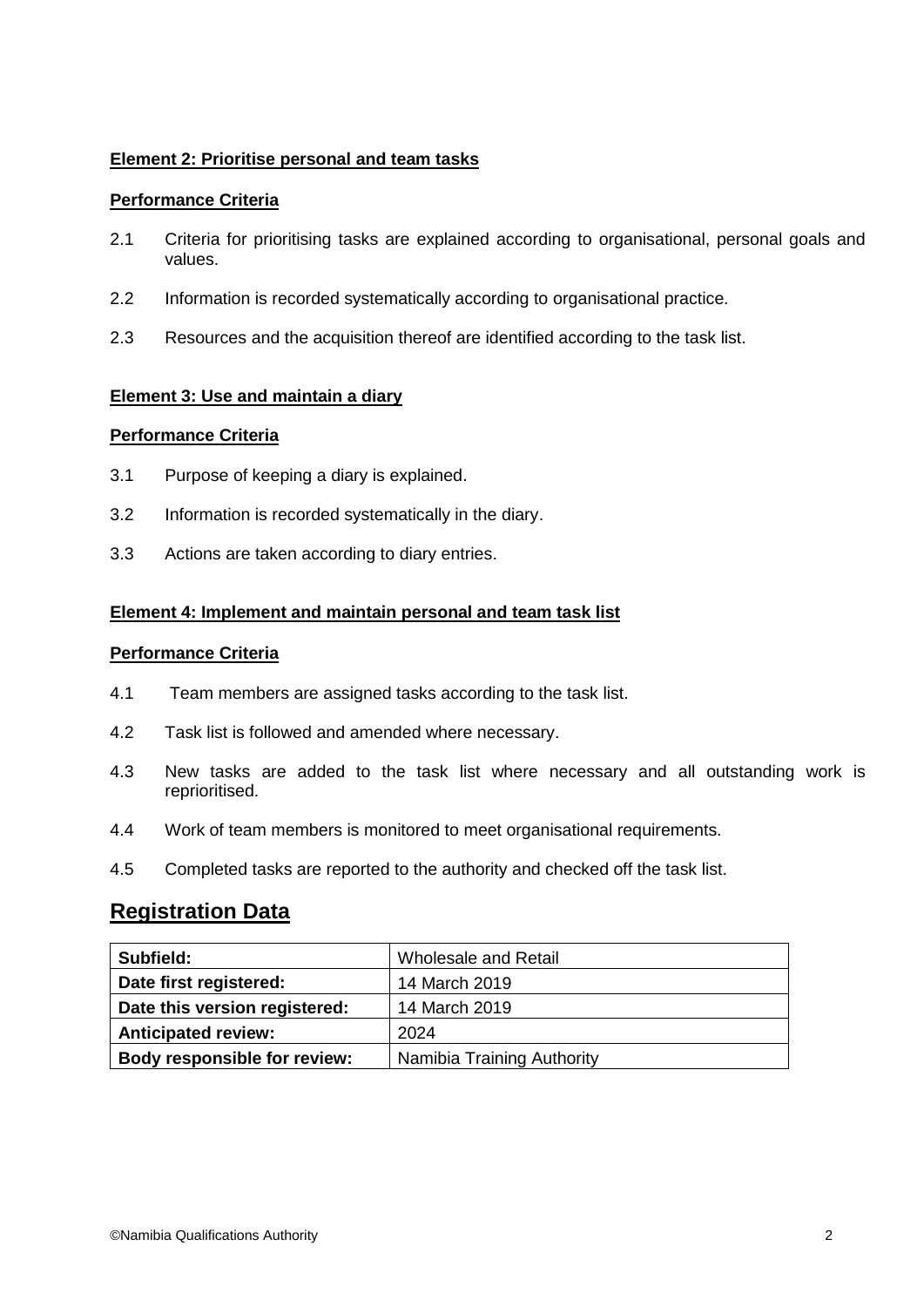**Element 2: Prioritise personal and team tasks**

**Performance Criteria**

2.1 Criteria for prioritising tasks are explained according to organisational, personal goals and values.

2.2 Information is recorded systematically according to organisational practice.

2.3 Resources and the acquisition thereof are identified according to the task list.

**Element 3: Use and maintain a diary**

**Performance Criteria**

3.1 Purpose of keeping a diary is explained.

3.2 Information is recorded systematically in the diary.

3.3 Actions are taken according to diary entries.

**Element 4: Implement and maintain personal and team task list**

**Performance Criteria**

4.1 Team members are assigned tasks according to the task list.

4.2 Task list is followed and amended where necessary.

4.3 New tasks are added to the task list where necessary and all outstanding work is reprioritised.

4.4 Work of team members is monitored to meet organisational requirements.

4.5 Completed tasks are reported to the authority and checked off the task list.

## Registration Data

| | |
|---|---|
| **Subfield:** | Wholesale and Retail |
| **Date first registered:** | 14 March 2019 |
| **Date this version registered:** | 14 March 2019 |
| **Anticipated review:** | 2024 |
| **Body responsible for review:** | Namibia Training Authority |

©Namibia Qualifications Authority